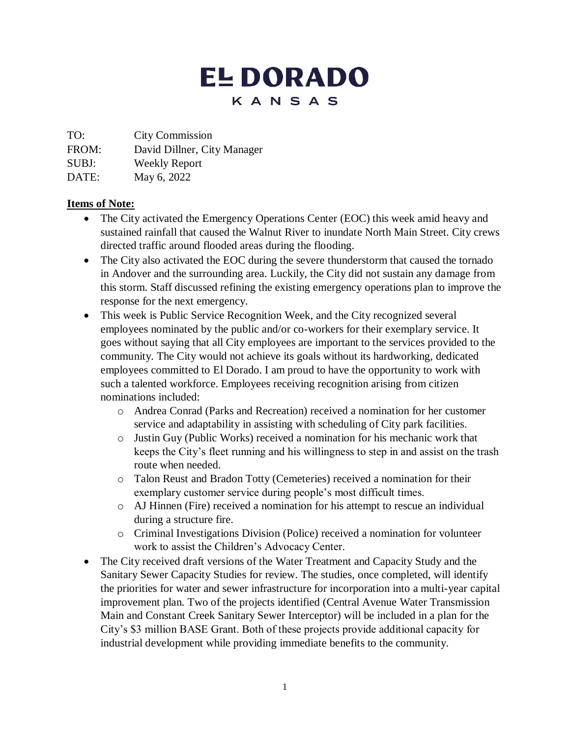# EL DORADO
## KANSAS

TO: City Commission
FROM: David Dillner, City Manager
SUBJ: Weekly Report
DATE: May 6, 2022

**Items of Note:**

- The City activated the Emergency Operations Center (EOC) this week amid heavy and sustained rainfall that caused the Walnut River to inundate North Main Street. City crews directed traffic around flooded areas during the flooding.
- The City also activated the EOC during the severe thunderstorm that caused the tornado in Andover and the surrounding area. Luckily, the City did not sustain any damage from this storm. Staff discussed refining the existing emergency operations plan to improve the response for the next emergency.
- This week is Public Service Recognition Week, and the City recognized several employees nominated by the public and/or co-workers for their exemplary service. It goes without saying that all City employees are important to the services provided to the community. The City would not achieve its goals without its hardworking, dedicated employees committed to El Dorado. I am proud to have the opportunity to work with such a talented workforce. Employees receiving recognition arising from citizen nominations included:
  - Andrea Conrad (Parks and Recreation) received a nomination for her customer service and adaptability in assisting with scheduling of City park facilities.
  - Justin Guy (Public Works) received a nomination for his mechanic work that keeps the City's fleet running and his willingness to step in and assist on the trash route when needed.
  - Talon Reust and Bradon Totty (Cemeteries) received a nomination for their exemplary customer service during people's most difficult times.
  - AJ Hinnen (Fire) received a nomination for his attempt to rescue an individual during a structure fire.
  - Criminal Investigations Division (Police) received a nomination for volunteer work to assist the Children's Advocacy Center.
- The City received draft versions of the Water Treatment and Capacity Study and the Sanitary Sewer Capacity Studies for review. The studies, once completed, will identify the priorities for water and sewer infrastructure for incorporation into a multi-year capital improvement plan. Two of the projects identified (Central Avenue Water Transmission Main and Constant Creek Sanitary Sewer Interceptor) will be included in a plan for the City's $3 million BASE Grant. Both of these projects provide additional capacity for industrial development while providing immediate benefits to the community.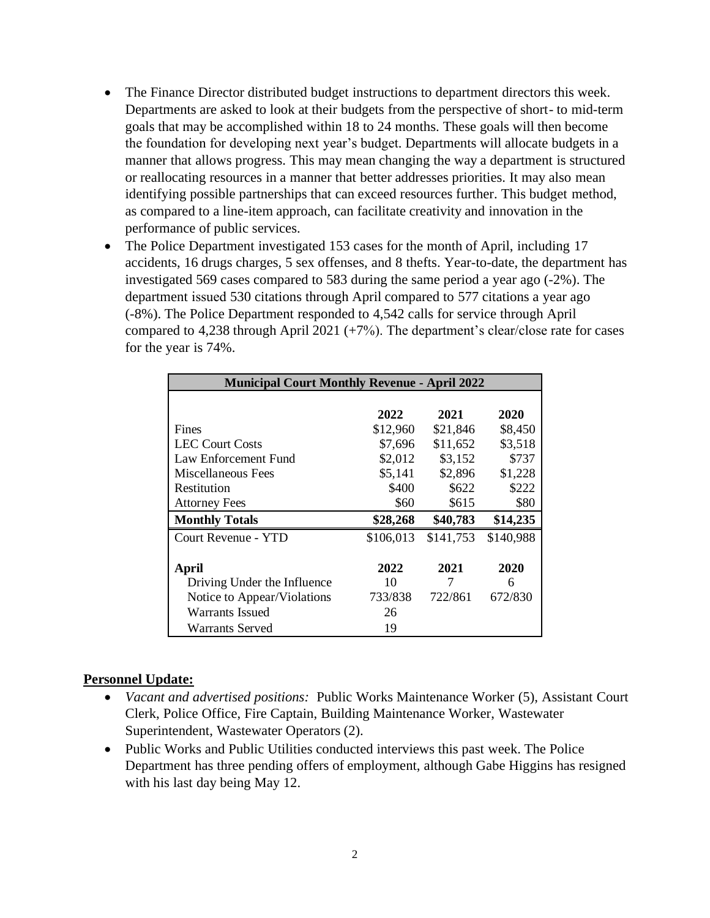- The Finance Director distributed budget instructions to department directors this week. Departments are asked to look at their budgets from the perspective of short- to mid-term goals that may be accomplished within 18 to 24 months. These goals will then become the foundation for developing next year's budget. Departments will allocate budgets in a manner that allows progress. This may mean changing the way a department is structured or reallocating resources in a manner that better addresses priorities. It may also mean identifying possible partnerships that can exceed resources further. This budget method, as compared to a line-item approach, can facilitate creativity and innovation in the performance of public services.
- The Police Department investigated 153 cases for the month of April, including 17 accidents, 16 drugs charges, 5 sex offenses, and 8 thefts. Year-to-date, the department has investigated 569 cases compared to 583 during the same period a year ago (-2%). The department issued 530 citations through April compared to 577 citations a year ago (-8%). The Police Department responded to 4,542 calls for service through April compared to 4,238 through April 2021 (+7%). The department's clear/close rate for cases for the year is 74%.

| Municipal Court Monthly Revenue - April 2022 | | | |
|---|---|---|---|
| | **2022** | **2021** | **2020** |
| Fines | $12,960 | $21,846 | $8,450 |
| LEC Court Costs | $7,696 | $11,652 | $3,518 |
| Law Enforcement Fund | $2,012 | $3,152 | $737 |
| Miscellaneous Fees | $5,141 | $2,896 | $1,228 |
| Restitution | $400 | $622 | $222 |
| Attorney Fees | $60 | $615 | $80 |
| **Monthly Totals** | **$28,268** | **$40,783** | **$14,235** |
| Court Revenue - YTD | $106,013 | $141,753 | $140,988 |
| **April** | **2022** | **2021** | **2020** |
| Driving Under the Influence | 10 | 7 | 6 |
| Notice to Appear/Violations | 733/838 | 722/861 | 672/830 |
| Warrants Issued | 26 | | |
| Warrants Served | 19 | | |

**Personnel Update:**

- *Vacant and advertised positions:* Public Works Maintenance Worker (5), Assistant Court Clerk, Police Office, Fire Captain, Building Maintenance Worker, Wastewater Superintendent, Wastewater Operators (2).
- Public Works and Public Utilities conducted interviews this past week. The Police Department has three pending offers of employment, although Gabe Higgins has resigned with his last day being May 12.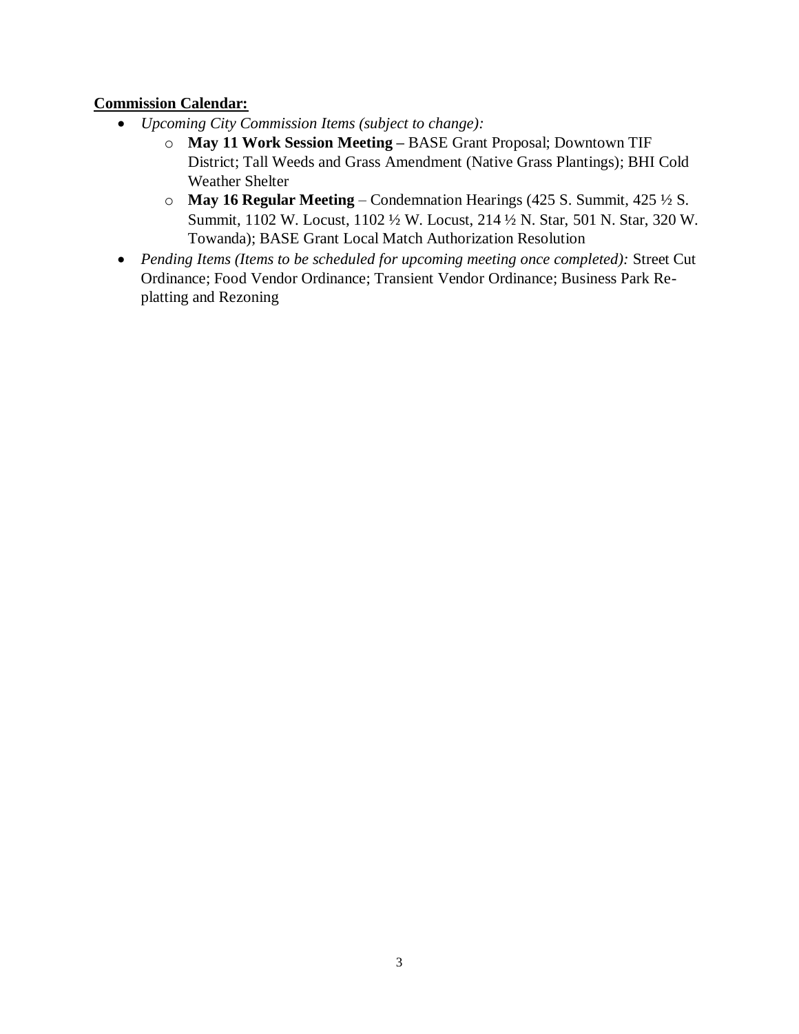**Commission Calendar:**

- *Upcoming City Commission Items (subject to change):*
  - **May 11 Work Session Meeting –** BASE Grant Proposal; Downtown TIF District; Tall Weeds and Grass Amendment (Native Grass Plantings); BHI Cold Weather Shelter
  - **May 16 Regular Meeting** – Condemnation Hearings (425 S. Summit, 425 ½ S. Summit, 1102 W. Locust, 1102 ½ W. Locust, 214 ½ N. Star, 501 N. Star, 320 W. Towanda); BASE Grant Local Match Authorization Resolution
- *Pending Items (Items to be scheduled for upcoming meeting once completed):* Street Cut Ordinance; Food Vendor Ordinance; Transient Vendor Ordinance; Business Park Re-platting and Rezoning